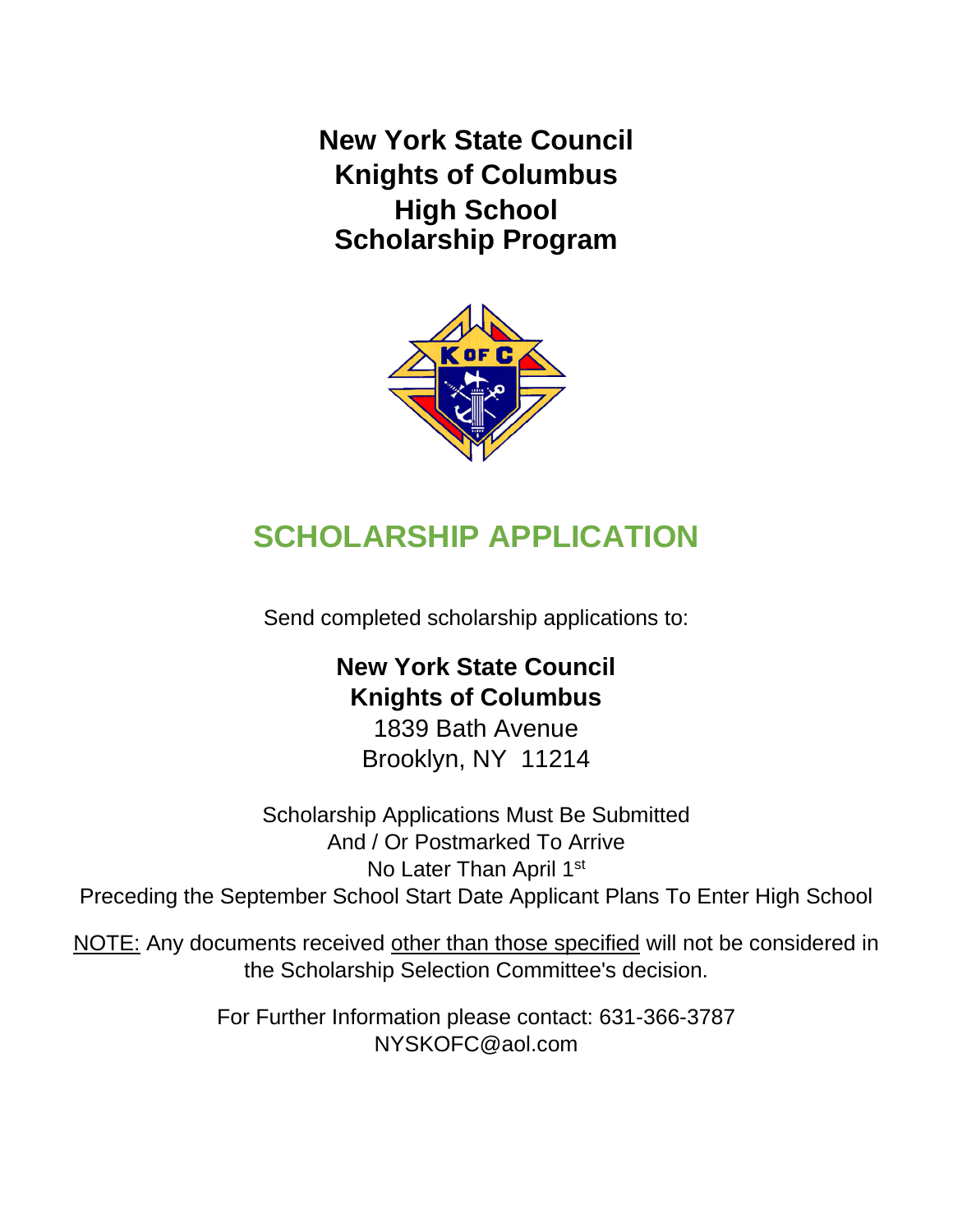# New York State Council
# Knights of Columbus
# High School
# Scholarship Program

## SCHOLARSHIP APPLICATION

Send completed scholarship applications to:

**New York State Council**
**Knights of Columbus**
1839 Bath Avenue
Brooklyn, NY 11214

Scholarship Applications Must Be Submitted
And / Or Postmarked To Arrive
No Later Than April 1st
Preceding the September School Start Date Applicant Plans To Enter High School

<u>NOTE:</u> Any documents received <u>other than those specified</u> will not be considered in the Scholarship Selection Committee's decision.

For Further Information please contact: 631-366-3787
NYSKOFC@aol.com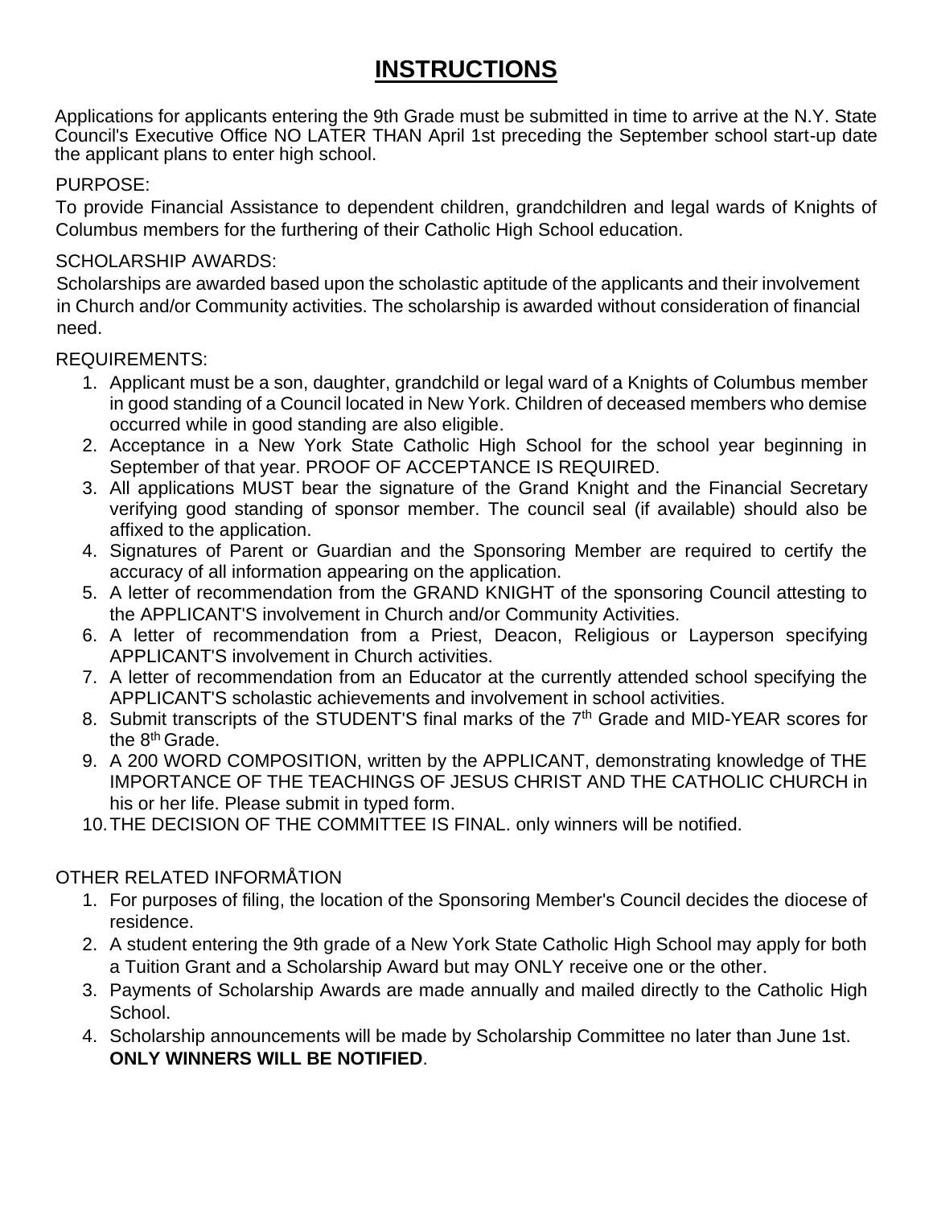# INSTRUCTIONS

Applications for applicants entering the 9th Grade must be submitted in time to arrive at the N.Y. State Council's Executive Office NO LATER THAN April 1st preceding the September school start-up date the applicant plans to enter high school.

PURPOSE:

To provide Financial Assistance to dependent children, grandchildren and legal wards of Knights of Columbus members for the furthering of their Catholic High School education.

SCHOLARSHIP AWARDS:

Scholarships are awarded based upon the scholastic aptitude of the applicants and their involvement in Church and/or Community activities. The scholarship is awarded without consideration of financial need.

REQUIREMENTS:

1. Applicant must be a son, daughter, grandchild or legal ward of a Knights of Columbus member in good standing of a Council located in New York. Children of deceased members who demise occurred while in good standing are also eligible.
2. Acceptance in a New York State Catholic High School for the school year beginning in September of that year. PROOF OF ACCEPTANCE IS REQUIRED.
3. All applications MUST bear the signature of the Grand Knight and the Financial Secretary verifying good standing of sponsor member. The council seal (if available) should also be affixed to the application.
4. Signatures of Parent or Guardian and the Sponsoring Member are required to certify the accuracy of all information appearing on the application.
5. A letter of recommendation from the GRAND KNIGHT of the sponsoring Council attesting to the APPLICANT'S involvement in Church and/or Community Activities.
6. A letter of recommendation from a Priest, Deacon, Religious or Layperson specifying APPLICANT'S involvement in Church activities.
7. A letter of recommendation from an Educator at the currently attended school specifying the APPLICANT'S scholastic achievements and involvement in school activities.
8. Submit transcripts of the STUDENT'S final marks of the 7th Grade and MID-YEAR scores for the 8th Grade.
9. A 200 WORD COMPOSITION, written by the APPLICANT, demonstrating knowledge of THE IMPORTANCE OF THE TEACHINGS OF JESUS CHRIST AND THE CATHOLIC CHURCH in his or her life. Please submit in typed form.
10. THE DECISION OF THE COMMITTEE IS FINAL. only winners will be notified.

OTHER RELATED INFORMÅTION

1. For purposes of filing, the location of the Sponsoring Member's Council decides the diocese of residence.
2. A student entering the 9th grade of a New York State Catholic High School may apply for both a Tuition Grant and a Scholarship Award but may ONLY receive one or the other.
3. Payments of Scholarship Awards are made annually and mailed directly to the Catholic High School.
4. Scholarship announcements will be made by Scholarship Committee no later than June 1st. **ONLY WINNERS WILL BE NOTIFIED**.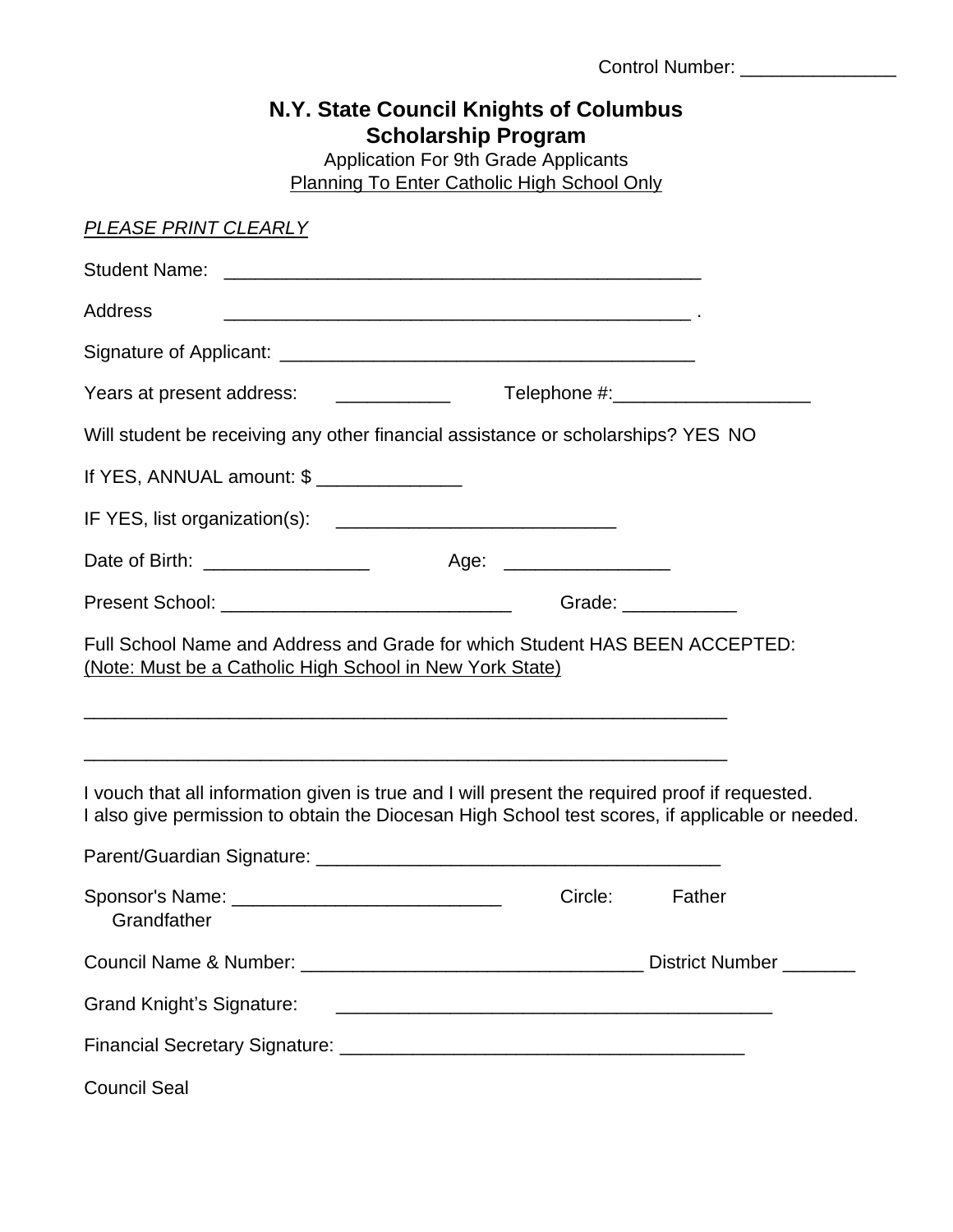Control Number: _______________

# N.Y. State Council Knights of Columbus
## Scholarship Program

Application For 9th Grade Applicants
Planning To Enter Catholic High School Only

*PLEASE PRINT CLEARLY*

Student Name: _______________________________________________

Address _____________________________________________ .

Signature of Applicant: ________________________________________

Years at present address: ___________ Telephone #:___________________

Will student be receiving any other financial assistance or scholarships? YES NO

If YES, ANNUAL amount: $ ______________

IF YES, list organization(s): ___________________________

Date of Birth: ________________ Age: ________________

Present School: ____________________________ Grade: ___________

Full School Name and Address and Grade for which Student HAS BEEN ACCEPTED:
(Note: Must be a Catholic High School in New York State)

______________________________________________________________

______________________________________________________________

I vouch that all information given is true and I will present the required proof if requested.
I also give permission to obtain the Diocesan High School test scores, if applicable or needed.

Parent/Guardian Signature: _______________________________________

Sponsor's Name: __________________________ Circle: Father Grandfather

Council Name & Number: _________________________________ District Number _______

Grand Knight's Signature: __________________________________________

Financial Secretary Signature: _______________________________________

Council Seal